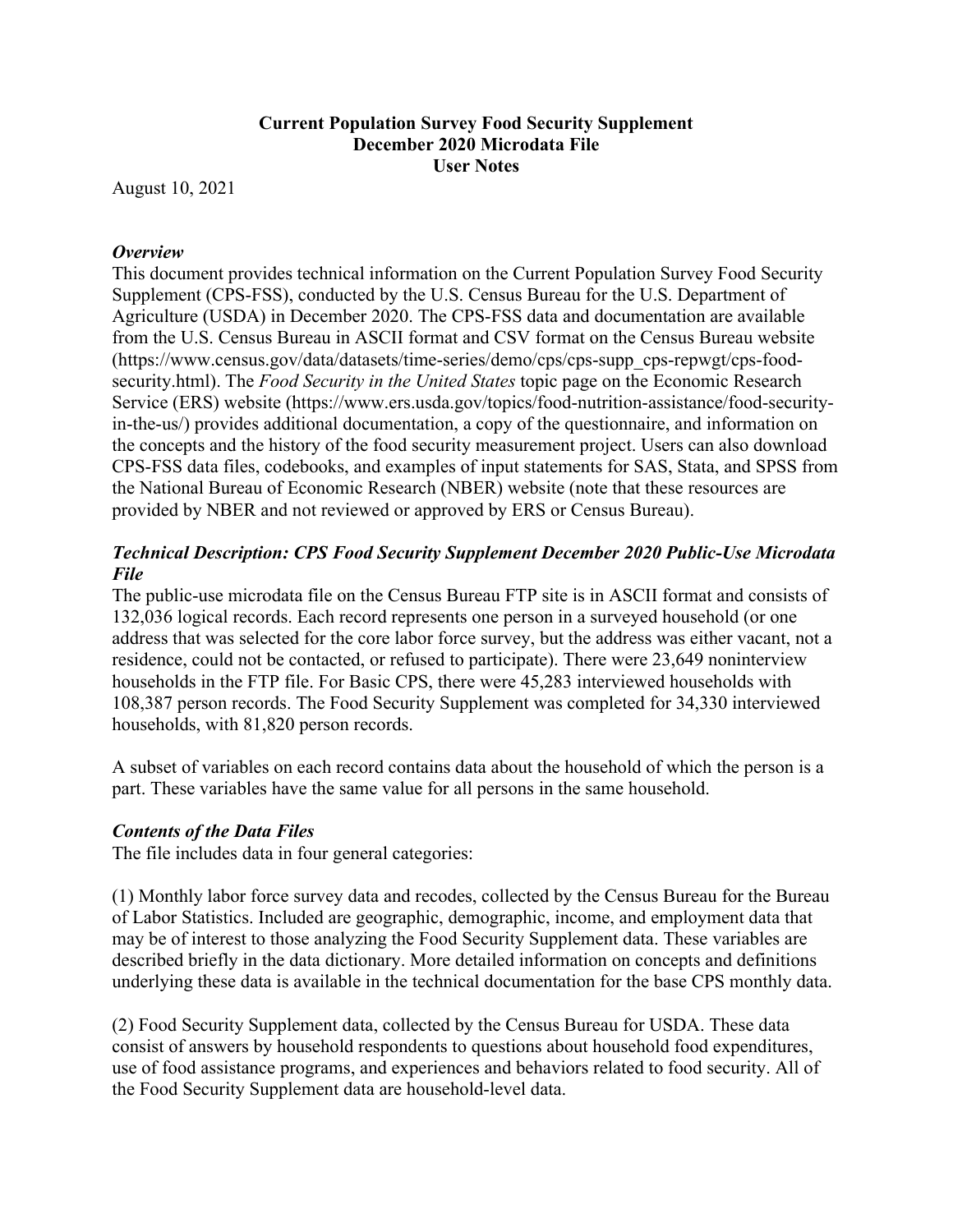# Current Population Survey Food Security Supplement
# December 2020 Microdata File
# User Notes

August 10, 2021

### *Overview*

This document provides technical information on the Current Population Survey Food Security Supplement (CPS-FSS), conducted by the U.S. Census Bureau for the U.S. Department of Agriculture (USDA) in December 2020. The CPS-FSS data and documentation are available from the U.S. Census Bureau in ASCII format and CSV format on the Census Bureau website (https://www.census.gov/data/datasets/time-series/demo/cps/cps-supp_cps-repwgt/cps-food-security.html). The *Food Security in the United States* topic page on the Economic Research Service (ERS) website (https://www.ers.usda.gov/topics/food-nutrition-assistance/food-security-in-the-us/) provides additional documentation, a copy of the questionnaire, and information on the concepts and the history of the food security measurement project. Users can also download CPS-FSS data files, codebooks, and examples of input statements for SAS, Stata, and SPSS from the National Bureau of Economic Research (NBER) website (note that these resources are provided by NBER and not reviewed or approved by ERS or Census Bureau).

### *Technical Description: CPS Food Security Supplement December 2020 Public-Use Microdata File*

The public-use microdata file on the Census Bureau FTP site is in ASCII format and consists of 132,036 logical records. Each record represents one person in a surveyed household (or one address that was selected for the core labor force survey, but the address was either vacant, not a residence, could not be contacted, or refused to participate). There were 23,649 noninterview households in the FTP file. For Basic CPS, there were 45,283 interviewed households with 108,387 person records. The Food Security Supplement was completed for 34,330 interviewed households, with 81,820 person records.

A subset of variables on each record contains data about the household of which the person is a part. These variables have the same value for all persons in the same household.

### *Contents of the Data Files*

The file includes data in four general categories:

(1) Monthly labor force survey data and recodes, collected by the Census Bureau for the Bureau of Labor Statistics. Included are geographic, demographic, income, and employment data that may be of interest to those analyzing the Food Security Supplement data. These variables are described briefly in the data dictionary. More detailed information on concepts and definitions underlying these data is available in the technical documentation for the base CPS monthly data.

(2) Food Security Supplement data, collected by the Census Bureau for USDA. These data consist of answers by household respondents to questions about household food expenditures, use of food assistance programs, and experiences and behaviors related to food security. All of the Food Security Supplement data are household-level data.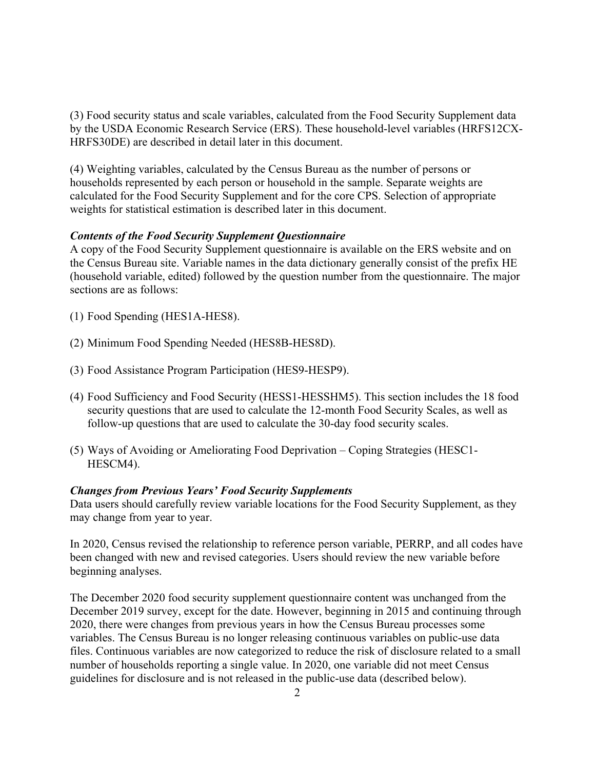(3) Food security status and scale variables, calculated from the Food Security Supplement data by the USDA Economic Research Service (ERS). These household-level variables (HRFS12CX-HRFS30DE) are described in detail later in this document.

(4) Weighting variables, calculated by the Census Bureau as the number of persons or households represented by each person or household in the sample. Separate weights are calculated for the Food Security Supplement and for the core CPS. Selection of appropriate weights for statistical estimation is described later in this document.

***Contents of the Food Security Supplement Questionnaire***

A copy of the Food Security Supplement questionnaire is available on the ERS website and on the Census Bureau site. Variable names in the data dictionary generally consist of the prefix HE (household variable, edited) followed by the question number from the questionnaire. The major sections are as follows:

(1) Food Spending (HES1A-HES8).

(2) Minimum Food Spending Needed (HES8B-HES8D).

(3) Food Assistance Program Participation (HES9-HESP9).

(4) Food Sufficiency and Food Security (HESS1-HESSHM5). This section includes the 18 food security questions that are used to calculate the 12-month Food Security Scales, as well as follow-up questions that are used to calculate the 30-day food security scales.

(5) Ways of Avoiding or Ameliorating Food Deprivation – Coping Strategies (HESC1-HESCM4).

***Changes from Previous Years' Food Security Supplements***

Data users should carefully review variable locations for the Food Security Supplement, as they may change from year to year.

In 2020, Census revised the relationship to reference person variable, PERRP, and all codes have been changed with new and revised categories. Users should review the new variable before beginning analyses.

The December 2020 food security supplement questionnaire content was unchanged from the December 2019 survey, except for the date. However, beginning in 2015 and continuing through 2020, there were changes from previous years in how the Census Bureau processes some variables. The Census Bureau is no longer releasing continuous variables on public-use data files. Continuous variables are now categorized to reduce the risk of disclosure related to a small number of households reporting a single value. In 2020, one variable did not meet Census guidelines for disclosure and is not released in the public-use data (described below).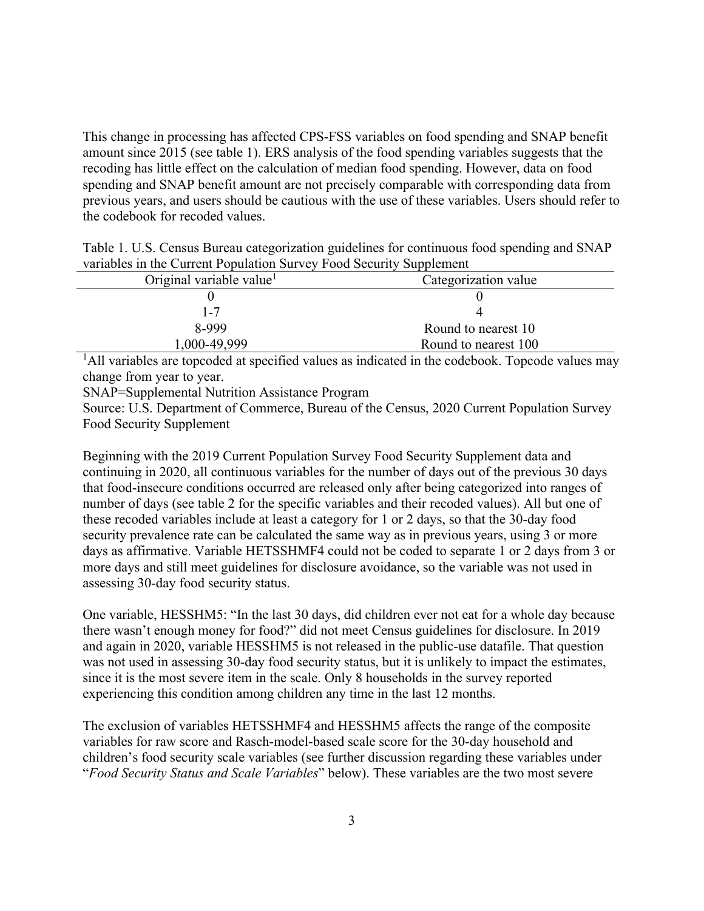This change in processing has affected CPS-FSS variables on food spending and SNAP benefit amount since 2015 (see table 1). ERS analysis of the food spending variables suggests that the recoding has little effect on the calculation of median food spending. However, data on food spending and SNAP benefit amount are not precisely comparable with corresponding data from previous years, and users should be cautious with the use of these variables. Users should refer to the codebook for recoded values.

Table 1. U.S. Census Bureau categorization guidelines for continuous food spending and SNAP variables in the Current Population Survey Food Security Supplement

| Original variable value[1] | Categorization value |
| --- | --- |
| 0 | 0 |
| 1-7 | 4 |
| 8-999 | Round to nearest 10 |
| 1,000-49,999 | Round to nearest 100 |

[1]All variables are topcoded at specified values as indicated in the codebook. Topcode values may change from year to year.

SNAP=Supplemental Nutrition Assistance Program

Source: U.S. Department of Commerce, Bureau of the Census, 2020 Current Population Survey Food Security Supplement

Beginning with the 2019 Current Population Survey Food Security Supplement data and continuing in 2020, all continuous variables for the number of days out of the previous 30 days that food-insecure conditions occurred are released only after being categorized into ranges of number of days (see table 2 for the specific variables and their recoded values). All but one of these recoded variables include at least a category for 1 or 2 days, so that the 30-day food security prevalence rate can be calculated the same way as in previous years, using 3 or more days as affirmative. Variable HETSSHMF4 could not be coded to separate 1 or 2 days from 3 or more days and still meet guidelines for disclosure avoidance, so the variable was not used in assessing 30-day food security status.

One variable, HESSHM5: "In the last 30 days, did children ever not eat for a whole day because there wasn't enough money for food?" did not meet Census guidelines for disclosure. In 2019 and again in 2020, variable HESSHM5 is not released in the public-use datafile. That question was not used in assessing 30-day food security status, but it is unlikely to impact the estimates, since it is the most severe item in the scale. Only 8 households in the survey reported experiencing this condition among children any time in the last 12 months.

The exclusion of variables HETSSHMF4 and HESSHM5 affects the range of the composite variables for raw score and Rasch-model-based scale score for the 30-day household and children's food security scale variables (see further discussion regarding these variables under "*Food Security Status and Scale Variables*" below). These variables are the two most severe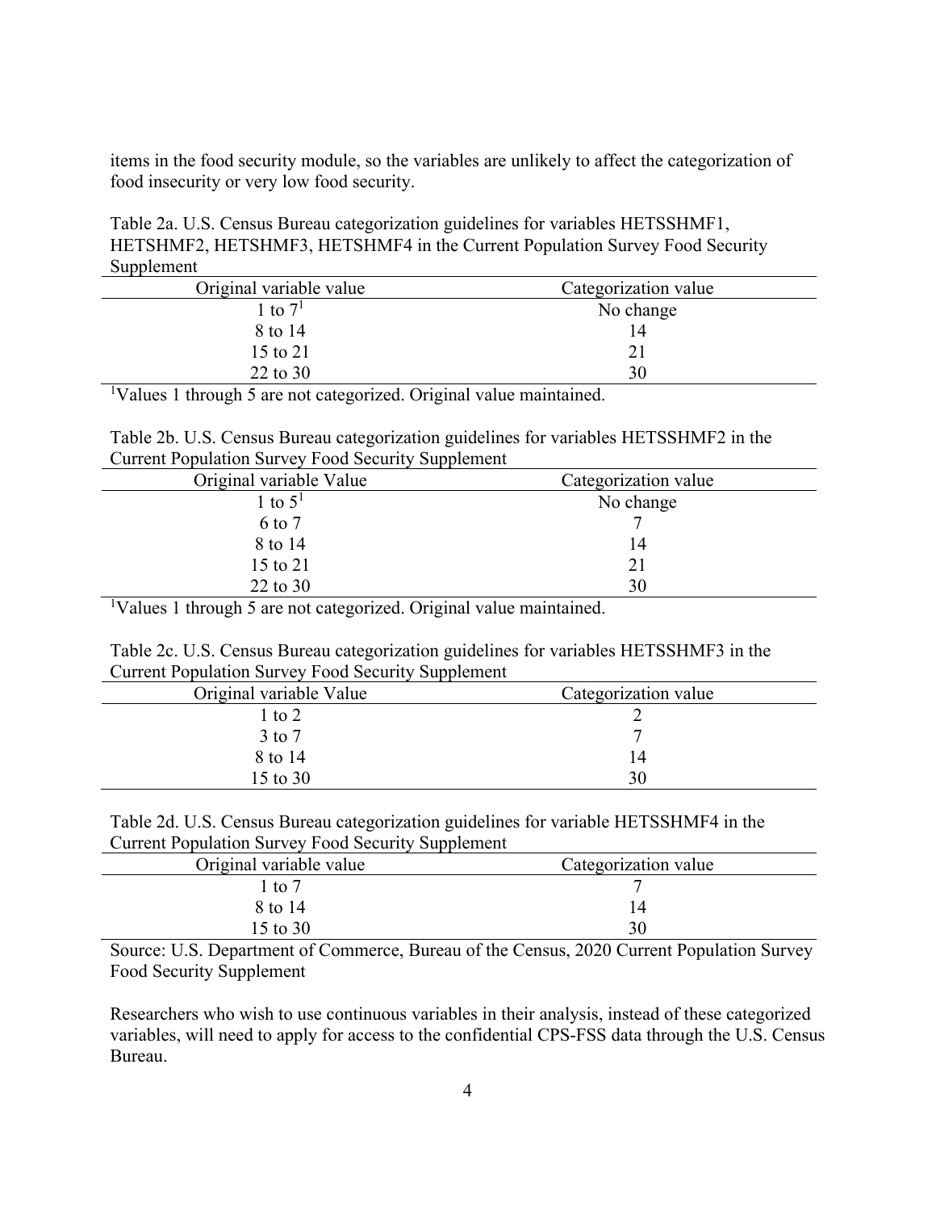items in the food security module, so the variables are unlikely to affect the categorization of food insecurity or very low food security.

Table 2a. U.S. Census Bureau categorization guidelines for variables HETSSHMF1, HETSHMF2, HETSHMF3, HETSHMF4 in the Current Population Survey Food Security Supplement

| Original variable value | Categorization value |
|---|---|
| 1 to 7[1] | No change |
| 8 to 14 | 14 |
| 15 to 21 | 21 |
| 22 to 30 | 30 |

[1]Values 1 through 5 are not categorized. Original value maintained.

Table 2b. U.S. Census Bureau categorization guidelines for variables HETSSHMF2 in the Current Population Survey Food Security Supplement

| Original variable Value | Categorization value |
|---|---|
| 1 to 5[1] | No change |
| 6 to 7 | 7 |
| 8 to 14 | 14 |
| 15 to 21 | 21 |
| 22 to 30 | 30 |

[1]Values 1 through 5 are not categorized. Original value maintained.

Table 2c. U.S. Census Bureau categorization guidelines for variables HETSSHMF3 in the Current Population Survey Food Security Supplement

| Original variable Value | Categorization value |
|---|---|
| 1 to 2 | 2 |
| 3 to 7 | 7 |
| 8 to 14 | 14 |
| 15 to 30 | 30 |

Table 2d. U.S. Census Bureau categorization guidelines for variable HETSSHMF4 in the Current Population Survey Food Security Supplement

| Original variable value | Categorization value |
|---|---|
| 1 to 7 | 7 |
| 8 to 14 | 14 |
| 15 to 30 | 30 |

Source: U.S. Department of Commerce, Bureau of the Census, 2020 Current Population Survey Food Security Supplement

Researchers who wish to use continuous variables in their analysis, instead of these categorized variables, will need to apply for access to the confidential CPS-FSS data through the U.S. Census Bureau.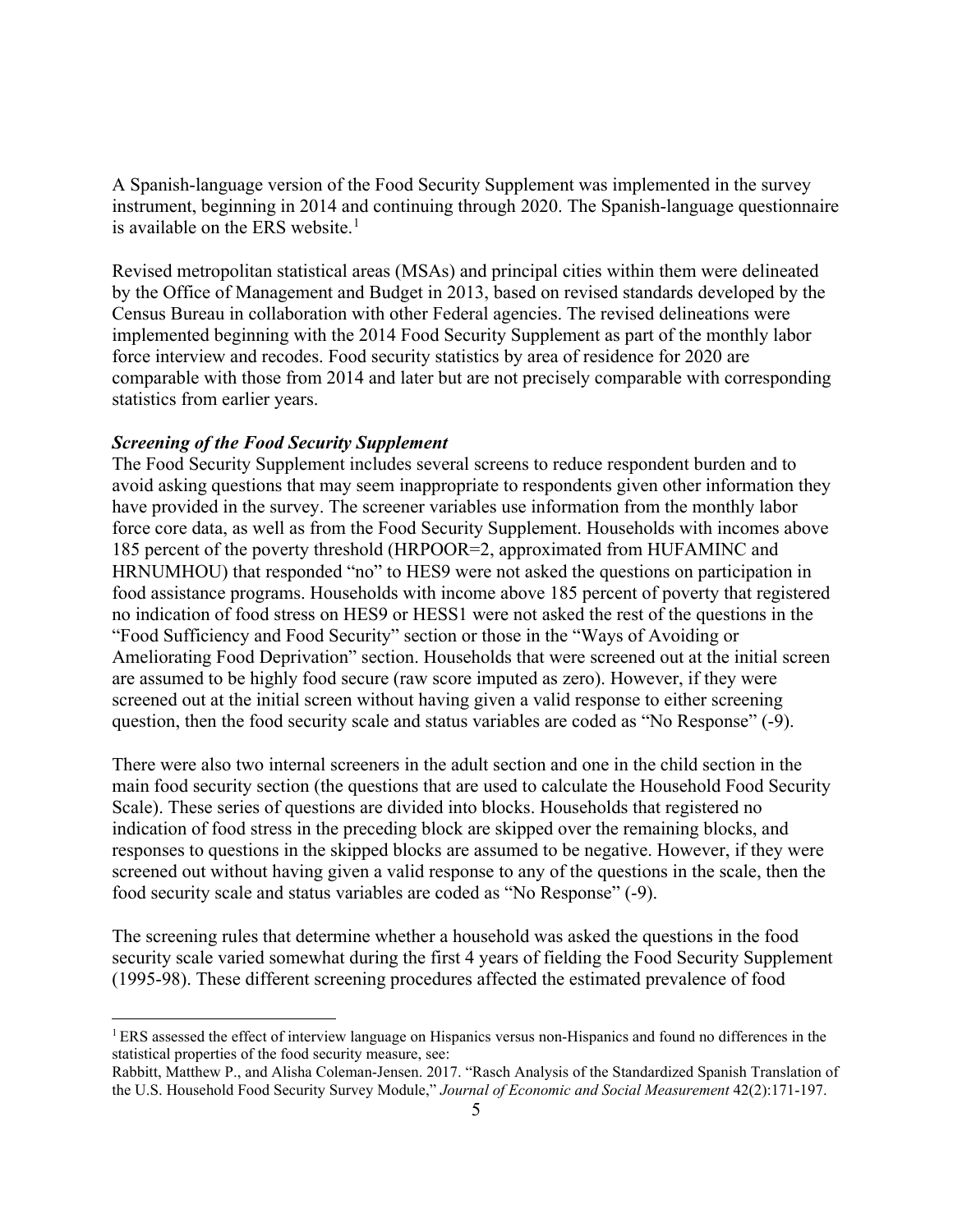A Spanish-language version of the Food Security Supplement was implemented in the survey instrument, beginning in 2014 and continuing through 2020. The Spanish-language questionnaire is available on the ERS website.[1]

Revised metropolitan statistical areas (MSAs) and principal cities within them were delineated by the Office of Management and Budget in 2013, based on revised standards developed by the Census Bureau in collaboration with other Federal agencies. The revised delineations were implemented beginning with the 2014 Food Security Supplement as part of the monthly labor force interview and recodes. Food security statistics by area of residence for 2020 are comparable with those from 2014 and later but are not precisely comparable with corresponding statistics from earlier years.

***Screening of the Food Security Supplement***

The Food Security Supplement includes several screens to reduce respondent burden and to avoid asking questions that may seem inappropriate to respondents given other information they have provided in the survey. The screener variables use information from the monthly labor force core data, as well as from the Food Security Supplement. Households with incomes above 185 percent of the poverty threshold (HRPOOR=2, approximated from HUFAMINC and HRNUMHOU) that responded "no" to HES9 were not asked the questions on participation in food assistance programs. Households with income above 185 percent of poverty that registered no indication of food stress on HES9 or HESS1 were not asked the rest of the questions in the "Food Sufficiency and Food Security" section or those in the "Ways of Avoiding or Ameliorating Food Deprivation" section. Households that were screened out at the initial screen are assumed to be highly food secure (raw score imputed as zero). However, if they were screened out at the initial screen without having given a valid response to either screening question, then the food security scale and status variables are coded as "No Response" (-9).

There were also two internal screeners in the adult section and one in the child section in the main food security section (the questions that are used to calculate the Household Food Security Scale). These series of questions are divided into blocks. Households that registered no indication of food stress in the preceding block are skipped over the remaining blocks, and responses to questions in the skipped blocks are assumed to be negative. However, if they were screened out without having given a valid response to any of the questions in the scale, then the food security scale and status variables are coded as "No Response" (-9).

The screening rules that determine whether a household was asked the questions in the food security scale varied somewhat during the first 4 years of fielding the Food Security Supplement (1995-98). These different screening procedures affected the estimated prevalence of food

---

[1] ERS assessed the effect of interview language on Hispanics versus non-Hispanics and found no differences in the statistical properties of the food security measure, see:
Rabbitt, Matthew P., and Alisha Coleman-Jensen. 2017. "Rasch Analysis of the Standardized Spanish Translation of the U.S. Household Food Security Survey Module," *Journal of Economic and Social Measurement* 42(2):171-197.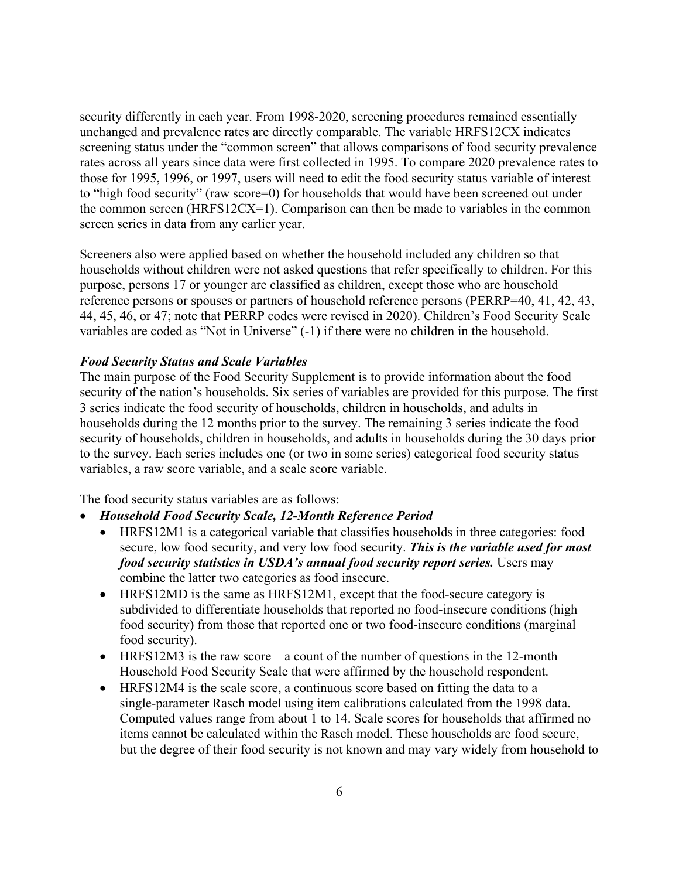security differently in each year. From 1998-2020, screening procedures remained essentially unchanged and prevalence rates are directly comparable. The variable HRFS12CX indicates screening status under the "common screen" that allows comparisons of food security prevalence rates across all years since data were first collected in 1995. To compare 2020 prevalence rates to those for 1995, 1996, or 1997, users will need to edit the food security status variable of interest to "high food security" (raw score=0) for households that would have been screened out under the common screen (HRFS12CX=1). Comparison can then be made to variables in the common screen series in data from any earlier year.

Screeners also were applied based on whether the household included any children so that households without children were not asked questions that refer specifically to children. For this purpose, persons 17 or younger are classified as children, except those who are household reference persons or spouses or partners of household reference persons (PERRP=40, 41, 42, 43, 44, 45, 46, or 47; note that PERRP codes were revised in 2020). Children's Food Security Scale variables are coded as "Not in Universe" (-1) if there were no children in the household.

***Food Security Status and Scale Variables***

The main purpose of the Food Security Supplement is to provide information about the food security of the nation's households. Six series of variables are provided for this purpose. The first 3 series indicate the food security of households, children in households, and adults in households during the 12 months prior to the survey. The remaining 3 series indicate the food security of households, children in households, and adults in households during the 30 days prior to the survey. Each series includes one (or two in some series) categorical food security status variables, a raw score variable, and a scale score variable.

The food security status variables are as follows:

- ***Household Food Security Scale, 12-Month Reference Period***
  - HRFS12M1 is a categorical variable that classifies households in three categories: food secure, low food security, and very low food security. ***This is the variable used for most food security statistics in USDA's annual food security report series.*** Users may combine the latter two categories as food insecure.
  - HRFS12MD is the same as HRFS12M1, except that the food-secure category is subdivided to differentiate households that reported no food-insecure conditions (high food security) from those that reported one or two food-insecure conditions (marginal food security).
  - HRFS12M3 is the raw score—a count of the number of questions in the 12-month Household Food Security Scale that were affirmed by the household respondent.
  - HRFS12M4 is the scale score, a continuous score based on fitting the data to a single-parameter Rasch model using item calibrations calculated from the 1998 data. Computed values range from about 1 to 14. Scale scores for households that affirmed no items cannot be calculated within the Rasch model. These households are food secure, but the degree of their food security is not known and may vary widely from household to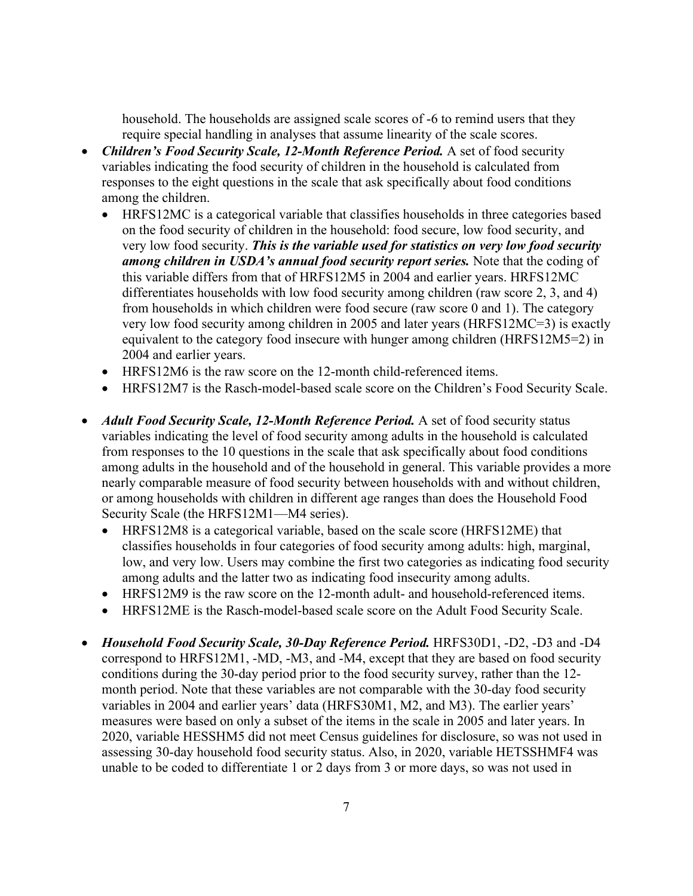household. The households are assigned scale scores of -6 to remind users that they require special handling in analyses that assume linearity of the scale scores.

- ***Children's Food Security Scale, 12-Month Reference Period.*** A set of food security variables indicating the food security of children in the household is calculated from responses to the eight questions in the scale that ask specifically about food conditions among the children.
  - HRFS12MC is a categorical variable that classifies households in three categories based on the food security of children in the household: food secure, low food security, and very low food security. ***This is the variable used for statistics on very low food security among children in USDA's annual food security report series.*** Note that the coding of this variable differs from that of HRFS12M5 in 2004 and earlier years. HRFS12MC differentiates households with low food security among children (raw score 2, 3, and 4) from households in which children were food secure (raw score 0 and 1). The category very low food security among children in 2005 and later years (HRFS12MC=3) is exactly equivalent to the category food insecure with hunger among children (HRFS12M5=2) in 2004 and earlier years.
  - HRFS12M6 is the raw score on the 12-month child-referenced items.
  - HRFS12M7 is the Rasch-model-based scale score on the Children's Food Security Scale.

- ***Adult Food Security Scale, 12-Month Reference Period.*** A set of food security status variables indicating the level of food security among adults in the household is calculated from responses to the 10 questions in the scale that ask specifically about food conditions among adults in the household and of the household in general. This variable provides a more nearly comparable measure of food security between households with and without children, or among households with children in different age ranges than does the Household Food Security Scale (the HRFS12M1—M4 series).
  - HRFS12M8 is a categorical variable, based on the scale score (HRFS12ME) that classifies households in four categories of food security among adults: high, marginal, low, and very low. Users may combine the first two categories as indicating food security among adults and the latter two as indicating food insecurity among adults.
  - HRFS12M9 is the raw score on the 12-month adult- and household-referenced items.
  - HRFS12ME is the Rasch-model-based scale score on the Adult Food Security Scale.

- ***Household Food Security Scale, 30-Day Reference Period.*** HRFS30D1, -D2, -D3 and -D4 correspond to HRFS12M1, -MD, -M3, and -M4, except that they are based on food security conditions during the 30-day period prior to the food security survey, rather than the 12-month period. Note that these variables are not comparable with the 30-day food security variables in 2004 and earlier years' data (HRFS30M1, M2, and M3). The earlier years' measures were based on only a subset of the items in the scale in 2005 and later years. In 2020, variable HESSHM5 did not meet Census guidelines for disclosure, so was not used in assessing 30-day household food security status. Also, in 2020, variable HETSSHMF4 was unable to be coded to differentiate 1 or 2 days from 3 or more days, so was not used in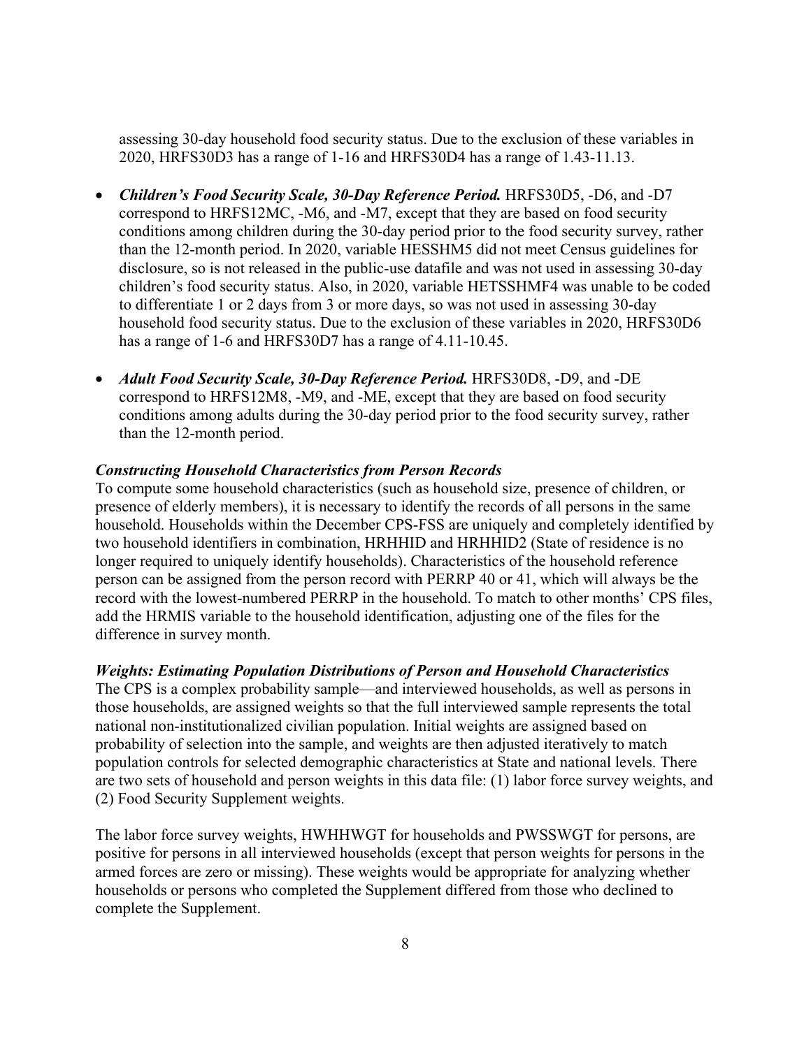assessing 30-day household food security status. Due to the exclusion of these variables in 2020, HRFS30D3 has a range of 1-16 and HRFS30D4 has a range of 1.43-11.13.

- ***Children's Food Security Scale, 30-Day Reference Period.*** HRFS30D5, -D6, and -D7 correspond to HRFS12MC, -M6, and -M7, except that they are based on food security conditions among children during the 30-day period prior to the food security survey, rather than the 12-month period. In 2020, variable HESSHM5 did not meet Census guidelines for disclosure, so is not released in the public-use datafile and was not used in assessing 30-day children's food security status. Also, in 2020, variable HETSSHMF4 was unable to be coded to differentiate 1 or 2 days from 3 or more days, so was not used in assessing 30-day household food security status. Due to the exclusion of these variables in 2020, HRFS30D6 has a range of 1-6 and HRFS30D7 has a range of 4.11-10.45.

- ***Adult Food Security Scale, 30-Day Reference Period.*** HRFS30D8, -D9, and -DE correspond to HRFS12M8, -M9, and -ME, except that they are based on food security conditions among adults during the 30-day period prior to the food security survey, rather than the 12-month period.

***Constructing Household Characteristics from Person Records***

To compute some household characteristics (such as household size, presence of children, or presence of elderly members), it is necessary to identify the records of all persons in the same household. Households within the December CPS-FSS are uniquely and completely identified by two household identifiers in combination, HRHHID and HRHHID2 (State of residence is no longer required to uniquely identify households). Characteristics of the household reference person can be assigned from the person record with PERRP 40 or 41, which will always be the record with the lowest-numbered PERRP in the household. To match to other months' CPS files, add the HRMIS variable to the household identification, adjusting one of the files for the difference in survey month.

***Weights: Estimating Population Distributions of Person and Household Characteristics***

The CPS is a complex probability sample—and interviewed households, as well as persons in those households, are assigned weights so that the full interviewed sample represents the total national non-institutionalized civilian population. Initial weights are assigned based on probability of selection into the sample, and weights are then adjusted iteratively to match population controls for selected demographic characteristics at State and national levels. There are two sets of household and person weights in this data file: (1) labor force survey weights, and (2) Food Security Supplement weights.

The labor force survey weights, HWHHWGT for households and PWSSWGT for persons, are positive for persons in all interviewed households (except that person weights for persons in the armed forces are zero or missing). These weights would be appropriate for analyzing whether households or persons who completed the Supplement differed from those who declined to complete the Supplement.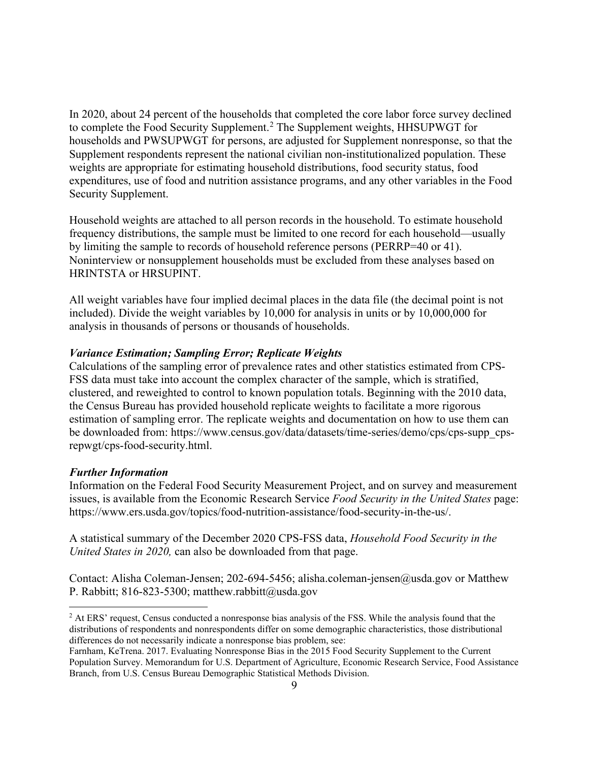In 2020, about 24 percent of the households that completed the core labor force survey declined to complete the Food Security Supplement.[2] The Supplement weights, HHSUPWGT for households and PWSUPWGT for persons, are adjusted for Supplement nonresponse, so that the Supplement respondents represent the national civilian non-institutionalized population. These weights are appropriate for estimating household distributions, food security status, food expenditures, use of food and nutrition assistance programs, and any other variables in the Food Security Supplement.

Household weights are attached to all person records in the household. To estimate household frequency distributions, the sample must be limited to one record for each household—usually by limiting the sample to records of household reference persons (PERRP=40 or 41). Noninterview or nonsupplement households must be excluded from these analyses based on HRINTSTA or HRSUPINT.

All weight variables have four implied decimal places in the data file (the decimal point is not included). Divide the weight variables by 10,000 for analysis in units or by 10,000,000 for analysis in thousands of persons or thousands of households.

### *Variance Estimation; Sampling Error; Replicate Weights*

Calculations of the sampling error of prevalence rates and other statistics estimated from CPS-FSS data must take into account the complex character of the sample, which is stratified, clustered, and reweighted to control to known population totals. Beginning with the 2010 data, the Census Bureau has provided household replicate weights to facilitate a more rigorous estimation of sampling error. The replicate weights and documentation on how to use them can be downloaded from: https://www.census.gov/data/datasets/time-series/demo/cps/cps-supp_cps-repwgt/cps-food-security.html.

### *Further Information*

Information on the Federal Food Security Measurement Project, and on survey and measurement issues, is available from the Economic Research Service *Food Security in the United States* page: https://www.ers.usda.gov/topics/food-nutrition-assistance/food-security-in-the-us/.

A statistical summary of the December 2020 CPS-FSS data, *Household Food Security in the United States in 2020,* can also be downloaded from that page.

Contact: Alisha Coleman-Jensen; 202-694-5456; alisha.coleman-jensen@usda.gov or Matthew P. Rabbitt; 816-823-5300; matthew.rabbitt@usda.gov

---

[2] At ERS' request, Census conducted a nonresponse bias analysis of the FSS. While the analysis found that the distributions of respondents and nonrespondents differ on some demographic characteristics, those distributional differences do not necessarily indicate a nonresponse bias problem, see:
Farnham, KeTrena. 2017. Evaluating Nonresponse Bias in the 2015 Food Security Supplement to the Current Population Survey. Memorandum for U.S. Department of Agriculture, Economic Research Service, Food Assistance Branch, from U.S. Census Bureau Demographic Statistical Methods Division.